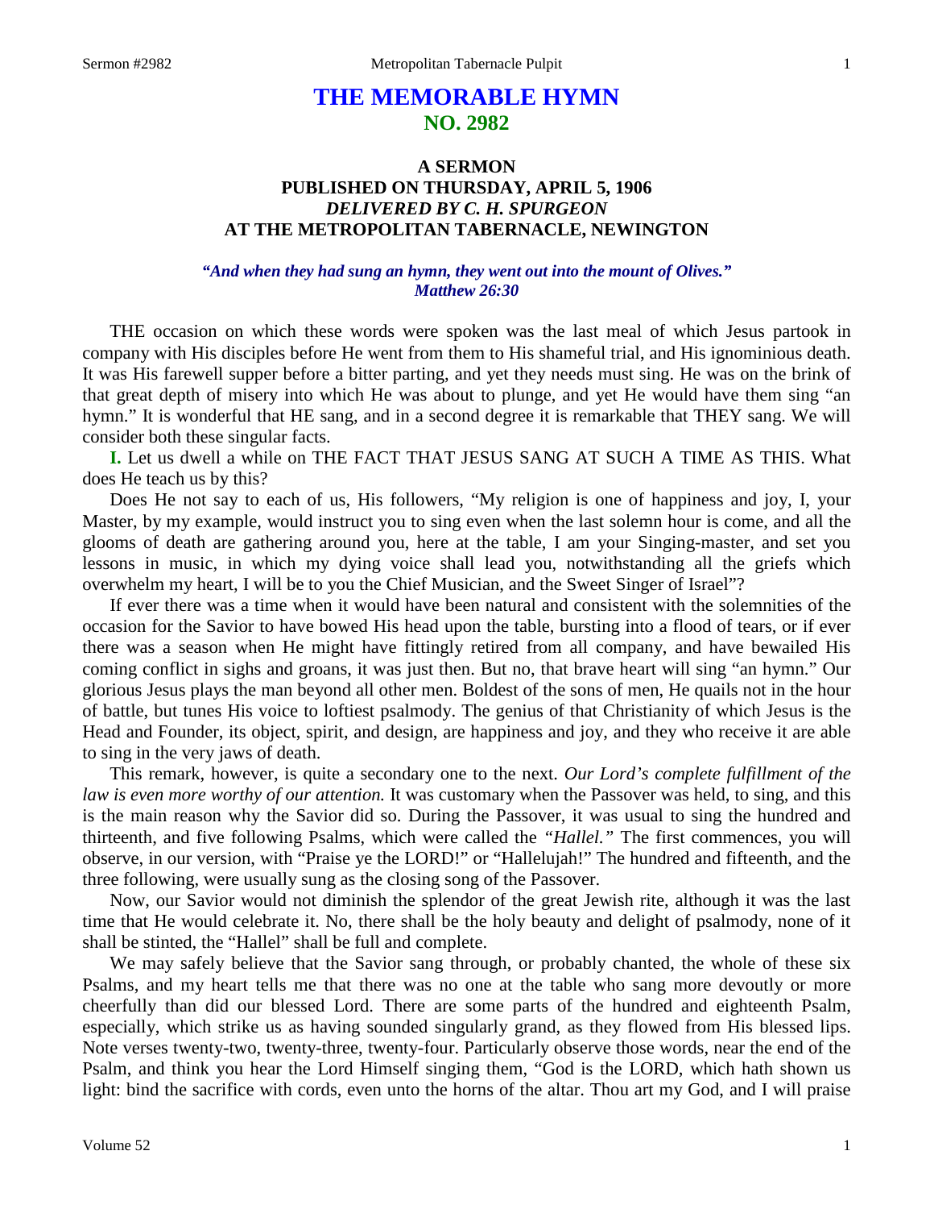# THE MEMORABLE HYMN
## NO. 2982

### A SERMON
### PUBLISHED ON THURSDAY, APRIL 5, 1906
### *DELIVERED BY C. H. SPURGEON*
### AT THE METROPOLITAN TABERNACLE, NEWINGTON

***"And when they had sung an hymn, they went out into the mount of Olives."***
***Matthew 26:30***

THE occasion on which these words were spoken was the last meal of which Jesus partook in company with His disciples before He went from them to His shameful trial, and His ignominious death. It was His farewell supper before a bitter parting, and yet they needs must sing. He was on the brink of that great depth of misery into which He was about to plunge, and yet He would have them sing "an hymn." It is wonderful that HE sang, and in a second degree it is remarkable that THEY sang. We will consider both these singular facts.

**I.** Let us dwell a while on THE FACT THAT JESUS SANG AT SUCH A TIME AS THIS. What does He teach us by this?

Does He not say to each of us, His followers, "My religion is one of happiness and joy, I, your Master, by my example, would instruct you to sing even when the last solemn hour is come, and all the glooms of death are gathering around you, here at the table, I am your Singing-master, and set you lessons in music, in which my dying voice shall lead you, notwithstanding all the griefs which overwhelm my heart, I will be to you the Chief Musician, and the Sweet Singer of Israel"?

If ever there was a time when it would have been natural and consistent with the solemnities of the occasion for the Savior to have bowed His head upon the table, bursting into a flood of tears, or if ever there was a season when He might have fittingly retired from all company, and have bewailed His coming conflict in sighs and groans, it was just then. But no, that brave heart will sing "an hymn." Our glorious Jesus plays the man beyond all other men. Boldest of the sons of men, He quails not in the hour of battle, but tunes His voice to loftiest psalmody. The genius of that Christianity of which Jesus is the Head and Founder, its object, spirit, and design, are happiness and joy, and they who receive it are able to sing in the very jaws of death.

This remark, however, is quite a secondary one to the next. *Our Lord's complete fulfillment of the law is even more worthy of our attention.* It was customary when the Passover was held, to sing, and this is the main reason why the Savior did so. During the Passover, it was usual to sing the hundred and thirteenth, and five following Psalms, which were called the *"Hallel."* The first commences, you will observe, in our version, with "Praise ye the LORD!" or "Hallelujah!" The hundred and fifteenth, and the three following, were usually sung as the closing song of the Passover.

Now, our Savior would not diminish the splendor of the great Jewish rite, although it was the last time that He would celebrate it. No, there shall be the holy beauty and delight of psalmody, none of it shall be stinted, the "Hallel" shall be full and complete.

We may safely believe that the Savior sang through, or probably chanted, the whole of these six Psalms, and my heart tells me that there was no one at the table who sang more devoutly or more cheerfully than did our blessed Lord. There are some parts of the hundred and eighteenth Psalm, especially, which strike us as having sounded singularly grand, as they flowed from His blessed lips. Note verses twenty-two, twenty-three, twenty-four. Particularly observe those words, near the end of the Psalm, and think you hear the Lord Himself singing them, "God is the LORD, which hath shown us light: bind the sacrifice with cords, even unto the horns of the altar. Thou art my God, and I will praise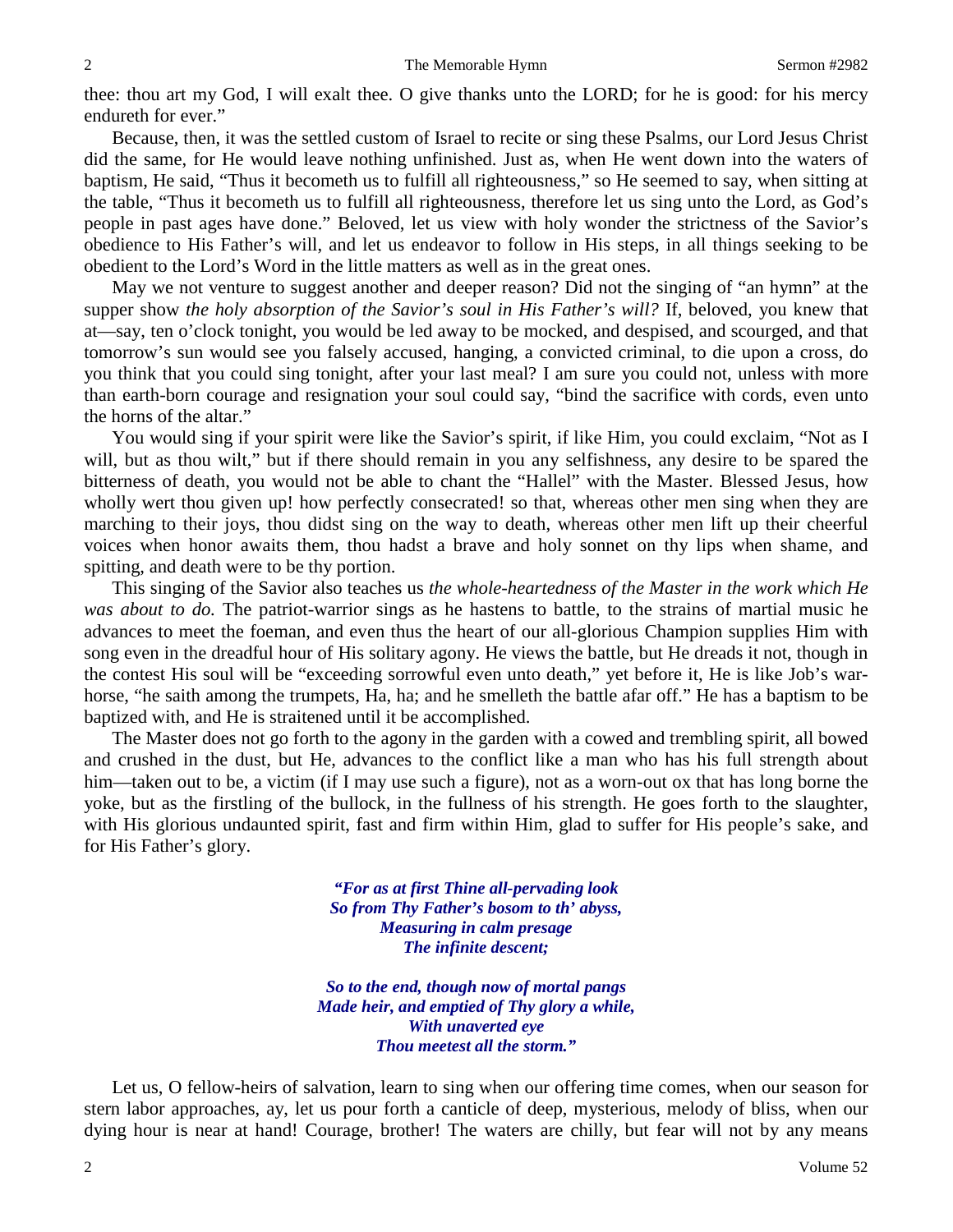thee: thou art my God, I will exalt thee. O give thanks unto the LORD; for he is good: for his mercy endureth for ever."

Because, then, it was the settled custom of Israel to recite or sing these Psalms, our Lord Jesus Christ did the same, for He would leave nothing unfinished. Just as, when He went down into the waters of baptism, He said, "Thus it becometh us to fulfill all righteousness," so He seemed to say, when sitting at the table, "Thus it becometh us to fulfill all righteousness, therefore let us sing unto the Lord, as God's people in past ages have done." Beloved, let us view with holy wonder the strictness of the Savior's obedience to His Father's will, and let us endeavor to follow in His steps, in all things seeking to be obedient to the Lord's Word in the little matters as well as in the great ones.

May we not venture to suggest another and deeper reason? Did not the singing of "an hymn" at the supper show *the holy absorption of the Savior's soul in His Father's will?* If, beloved, you knew that at—say, ten o'clock tonight, you would be led away to be mocked, and despised, and scourged, and that tomorrow's sun would see you falsely accused, hanging, a convicted criminal, to die upon a cross, do you think that you could sing tonight, after your last meal? I am sure you could not, unless with more than earth-born courage and resignation your soul could say, "bind the sacrifice with cords, even unto the horns of the altar."

You would sing if your spirit were like the Savior's spirit, if like Him, you could exclaim, "Not as I will, but as thou wilt," but if there should remain in you any selfishness, any desire to be spared the bitterness of death, you would not be able to chant the "Hallel" with the Master. Blessed Jesus, how wholly wert thou given up! how perfectly consecrated! so that, whereas other men sing when they are marching to their joys, thou didst sing on the way to death, whereas other men lift up their cheerful voices when honor awaits them, thou hadst a brave and holy sonnet on thy lips when shame, and spitting, and death were to be thy portion.

This singing of the Savior also teaches us *the whole-heartedness of the Master in the work which He was about to do.* The patriot-warrior sings as he hastens to battle, to the strains of martial music he advances to meet the foeman, and even thus the heart of our all-glorious Champion supplies Him with song even in the dreadful hour of His solitary agony. He views the battle, but He dreads it not, though in the contest His soul will be "exceeding sorrowful even unto death," yet before it, He is like Job's war-horse, "he saith among the trumpets, Ha, ha; and he smelleth the battle afar off." He has a baptism to be baptized with, and He is straitened until it be accomplished.

The Master does not go forth to the agony in the garden with a cowed and trembling spirit, all bowed and crushed in the dust, but He, advances to the conflict like a man who has his full strength about him—taken out to be, a victim (if I may use such a figure), not as a worn-out ox that has long borne the yoke, but as the firstling of the bullock, in the fullness of his strength. He goes forth to the slaughter, with His glorious undaunted spirit, fast and firm within Him, glad to suffer for His people's sake, and for His Father's glory.

> ***"For as at first Thine all-pervading look***
> ***So from Thy Father's bosom to th' abyss,***
> ***Measuring in calm presage***
> ***The infinite descent;***
>
> ***So to the end, though now of mortal pangs***
> ***Made heir, and emptied of Thy glory a while,***
> ***With unaverted eye***
> ***Thou meetest all the storm."***

Let us, O fellow-heirs of salvation, learn to sing when our offering time comes, when our season for stern labor approaches, ay, let us pour forth a canticle of deep, mysterious, melody of bliss, when our dying hour is near at hand! Courage, brother! The waters are chilly, but fear will not by any means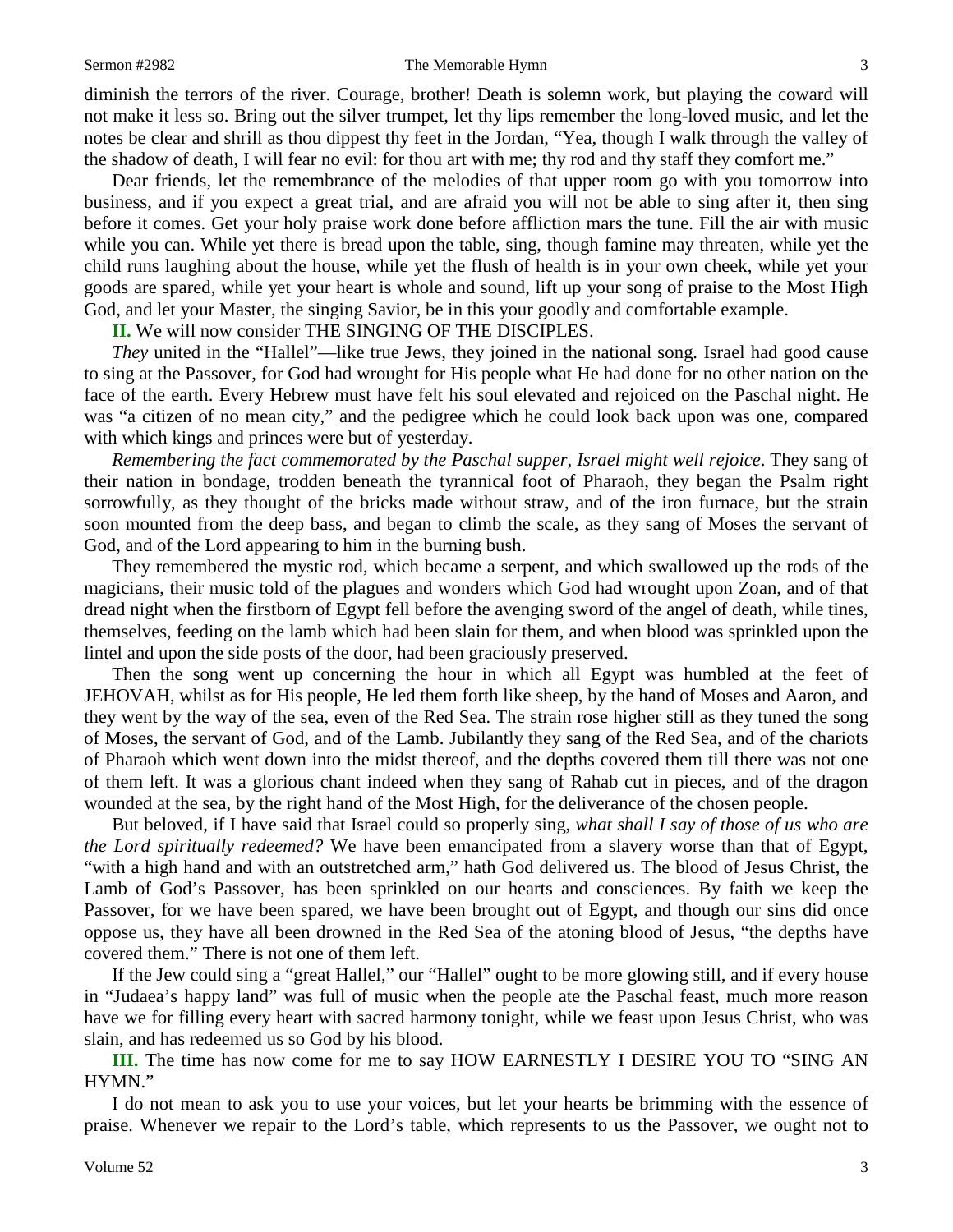diminish the terrors of the river. Courage, brother! Death is solemn work, but playing the coward will not make it less so. Bring out the silver trumpet, let thy lips remember the long-loved music, and let the notes be clear and shrill as thou dippest thy feet in the Jordan, "Yea, though I walk through the valley of the shadow of death, I will fear no evil: for thou art with me; thy rod and thy staff they comfort me."

Dear friends, let the remembrance of the melodies of that upper room go with you tomorrow into business, and if you expect a great trial, and are afraid you will not be able to sing after it, then sing before it comes. Get your holy praise work done before affliction mars the tune. Fill the air with music while you can. While yet there is bread upon the table, sing, though famine may threaten, while yet the child runs laughing about the house, while yet the flush of health is in your own cheek, while yet your goods are spared, while yet your heart is whole and sound, lift up your song of praise to the Most High God, and let your Master, the singing Savior, be in this your goodly and comfortable example.

**II.** We will now consider THE SINGING OF THE DISCIPLES.

*They* united in the "Hallel"—like true Jews, they joined in the national song. Israel had good cause to sing at the Passover, for God had wrought for His people what He had done for no other nation on the face of the earth. Every Hebrew must have felt his soul elevated and rejoiced on the Paschal night. He was "a citizen of no mean city," and the pedigree which he could look back upon was one, compared with which kings and princes were but of yesterday.

*Remembering the fact commemorated by the Paschal supper, Israel might well rejoice*. They sang of their nation in bondage, trodden beneath the tyrannical foot of Pharaoh, they began the Psalm right sorrowfully, as they thought of the bricks made without straw, and of the iron furnace, but the strain soon mounted from the deep bass, and began to climb the scale, as they sang of Moses the servant of God, and of the Lord appearing to him in the burning bush.

They remembered the mystic rod, which became a serpent, and which swallowed up the rods of the magicians, their music told of the plagues and wonders which God had wrought upon Zoan, and of that dread night when the firstborn of Egypt fell before the avenging sword of the angel of death, while tines, themselves, feeding on the lamb which had been slain for them, and when blood was sprinkled upon the lintel and upon the side posts of the door, had been graciously preserved.

Then the song went up concerning the hour in which all Egypt was humbled at the feet of JEHOVAH, whilst as for His people, He led them forth like sheep, by the hand of Moses and Aaron, and they went by the way of the sea, even of the Red Sea. The strain rose higher still as they tuned the song of Moses, the servant of God, and of the Lamb. Jubilantly they sang of the Red Sea, and of the chariots of Pharaoh which went down into the midst thereof, and the depths covered them till there was not one of them left. It was a glorious chant indeed when they sang of Rahab cut in pieces, and of the dragon wounded at the sea, by the right hand of the Most High, for the deliverance of the chosen people.

But beloved, if I have said that Israel could so properly sing, *what shall I say of those of us who are the Lord spiritually redeemed?* We have been emancipated from a slavery worse than that of Egypt, "with a high hand and with an outstretched arm," hath God delivered us. The blood of Jesus Christ, the Lamb of God's Passover, has been sprinkled on our hearts and consciences. By faith we keep the Passover, for we have been spared, we have been brought out of Egypt, and though our sins did once oppose us, they have all been drowned in the Red Sea of the atoning blood of Jesus, "the depths have covered them." There is not one of them left.

If the Jew could sing a "great Hallel," our "Hallel" ought to be more glowing still, and if every house in "Judaea's happy land" was full of music when the people ate the Paschal feast, much more reason have we for filling every heart with sacred harmony tonight, while we feast upon Jesus Christ, who was slain, and has redeemed us so God by his blood.

**III.** The time has now come for me to say HOW EARNESTLY I DESIRE YOU TO "SING AN HYMN."

I do not mean to ask you to use your voices, but let your hearts be brimming with the essence of praise. Whenever we repair to the Lord's table, which represents to us the Passover, we ought not to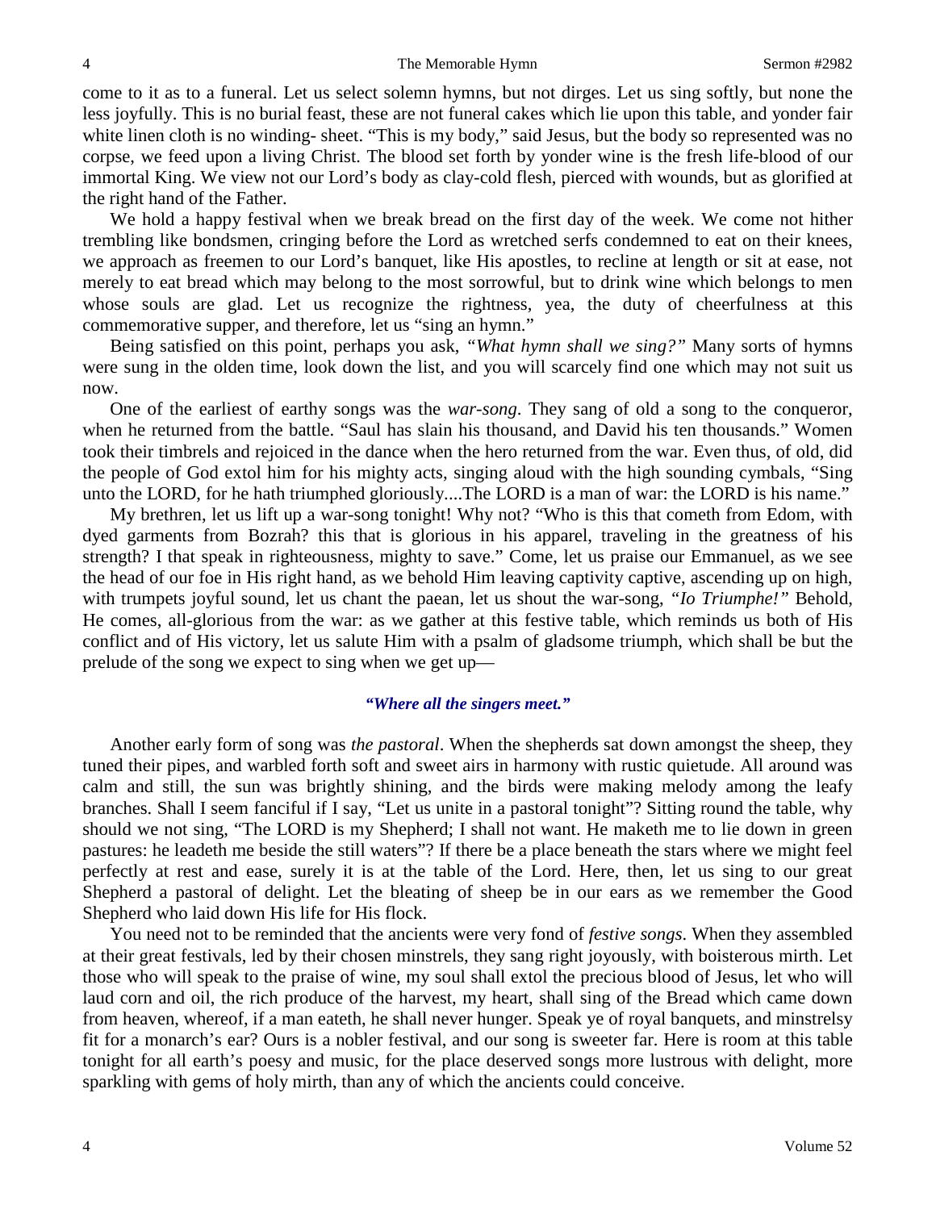come to it as to a funeral. Let us select solemn hymns, but not dirges. Let us sing softly, but none the less joyfully. This is no burial feast, these are not funeral cakes which lie upon this table, and yonder fair white linen cloth is no winding- sheet. "This is my body," said Jesus, but the body so represented was no corpse, we feed upon a living Christ. The blood set forth by yonder wine is the fresh life-blood of our immortal King. We view not our Lord's body as clay-cold flesh, pierced with wounds, but as glorified at the right hand of the Father.

We hold a happy festival when we break bread on the first day of the week. We come not hither trembling like bondsmen, cringing before the Lord as wretched serfs condemned to eat on their knees, we approach as freemen to our Lord's banquet, like His apostles, to recline at length or sit at ease, not merely to eat bread which may belong to the most sorrowful, but to drink wine which belongs to men whose souls are glad. Let us recognize the rightness, yea, the duty of cheerfulness at this commemorative supper, and therefore, let us "sing an hymn."

Being satisfied on this point, perhaps you ask, *"What hymn shall we sing?"* Many sorts of hymns were sung in the olden time, look down the list, and you will scarcely find one which may not suit us now.

One of the earliest of earthy songs was the *war-song*. They sang of old a song to the conqueror, when he returned from the battle. "Saul has slain his thousand, and David his ten thousands." Women took their timbrels and rejoiced in the dance when the hero returned from the war. Even thus, of old, did the people of God extol him for his mighty acts, singing aloud with the high sounding cymbals, "Sing unto the LORD, for he hath triumphed gloriously....The LORD is a man of war: the LORD is his name."

My brethren, let us lift up a war-song tonight! Why not? "Who is this that cometh from Edom, with dyed garments from Bozrah? this that is glorious in his apparel, traveling in the greatness of his strength? I that speak in righteousness, mighty to save." Come, let us praise our Emmanuel, as we see the head of our foe in His right hand, as we behold Him leaving captivity captive, ascending up on high, with trumpets joyful sound, let us chant the paean, let us shout the war-song, *"Io Triumphe!"* Behold, He comes, all-glorious from the war: as we gather at this festive table, which reminds us both of His conflict and of His victory, let us salute Him with a psalm of gladsome triumph, which shall be but the prelude of the song we expect to sing when we get up—

***"Where all the singers meet."***

Another early form of song was *the pastoral*. When the shepherds sat down amongst the sheep, they tuned their pipes, and warbled forth soft and sweet airs in harmony with rustic quietude. All around was calm and still, the sun was brightly shining, and the birds were making melody among the leafy branches. Shall I seem fanciful if I say, "Let us unite in a pastoral tonight"? Sitting round the table, why should we not sing, "The LORD is my Shepherd; I shall not want. He maketh me to lie down in green pastures: he leadeth me beside the still waters"? If there be a place beneath the stars where we might feel perfectly at rest and ease, surely it is at the table of the Lord. Here, then, let us sing to our great Shepherd a pastoral of delight. Let the bleating of sheep be in our ears as we remember the Good Shepherd who laid down His life for His flock.

You need not to be reminded that the ancients were very fond of *festive songs*. When they assembled at their great festivals, led by their chosen minstrels, they sang right joyously, with boisterous mirth. Let those who will speak to the praise of wine, my soul shall extol the precious blood of Jesus, let who will laud corn and oil, the rich produce of the harvest, my heart, shall sing of the Bread which came down from heaven, whereof, if a man eateth, he shall never hunger. Speak ye of royal banquets, and minstrelsy fit for a monarch's ear? Ours is a nobler festival, and our song is sweeter far. Here is room at this table tonight for all earth's poesy and music, for the place deserved songs more lustrous with delight, more sparkling with gems of holy mirth, than any of which the ancients could conceive.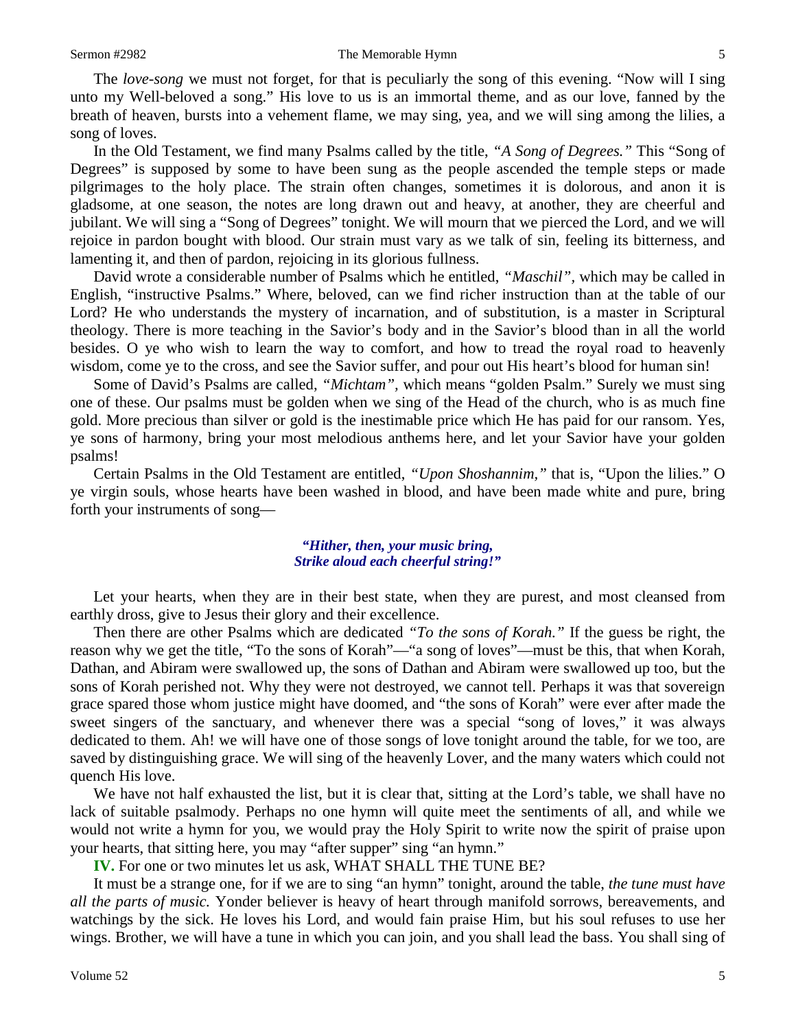The *love-song* we must not forget, for that is peculiarly the song of this evening. "Now will I sing unto my Well-beloved a song." His love to us is an immortal theme, and as our love, fanned by the breath of heaven, bursts into a vehement flame, we may sing, yea, and we will sing among the lilies, a song of loves.

In the Old Testament, we find many Psalms called by the title, *"A Song of Degrees."* This "Song of Degrees" is supposed by some to have been sung as the people ascended the temple steps or made pilgrimages to the holy place. The strain often changes, sometimes it is dolorous, and anon it is gladsome, at one season, the notes are long drawn out and heavy, at another, they are cheerful and jubilant. We will sing a "Song of Degrees" tonight. We will mourn that we pierced the Lord, and we will rejoice in pardon bought with blood. Our strain must vary as we talk of sin, feeling its bitterness, and lamenting it, and then of pardon, rejoicing in its glorious fullness.

David wrote a considerable number of Psalms which he entitled, *"Maschil",* which may be called in English, "instructive Psalms." Where, beloved, can we find richer instruction than at the table of our Lord? He who understands the mystery of incarnation, and of substitution, is a master in Scriptural theology. There is more teaching in the Savior's body and in the Savior's blood than in all the world besides. O ye who wish to learn the way to comfort, and how to tread the royal road to heavenly wisdom, come ye to the cross, and see the Savior suffer, and pour out His heart's blood for human sin!

Some of David's Psalms are called, *"Michtam",* which means "golden Psalm." Surely we must sing one of these. Our psalms must be golden when we sing of the Head of the church, who is as much fine gold. More precious than silver or gold is the inestimable price which He has paid for our ransom. Yes, ye sons of harmony, bring your most melodious anthems here, and let your Savior have your golden psalms!

Certain Psalms in the Old Testament are entitled, *"Upon Shoshannim,"* that is, "Upon the lilies." O ye virgin souls, whose hearts have been washed in blood, and have been made white and pure, bring forth your instruments of song—

> ***"Hither, then, your music bring,***
> ***Strike aloud each cheerful string!"***

Let your hearts, when they are in their best state, when they are purest, and most cleansed from earthly dross, give to Jesus their glory and their excellence.

Then there are other Psalms which are dedicated *"To the sons of Korah."* If the guess be right, the reason why we get the title, "To the sons of Korah"—"a song of loves"—must be this, that when Korah, Dathan, and Abiram were swallowed up, the sons of Dathan and Abiram were swallowed up too, but the sons of Korah perished not. Why they were not destroyed, we cannot tell. Perhaps it was that sovereign grace spared those whom justice might have doomed, and "the sons of Korah" were ever after made the sweet singers of the sanctuary, and whenever there was a special "song of loves," it was always dedicated to them. Ah! we will have one of those songs of love tonight around the table, for we too, are saved by distinguishing grace. We will sing of the heavenly Lover, and the many waters which could not quench His love.

We have not half exhausted the list, but it is clear that, sitting at the Lord's table, we shall have no lack of suitable psalmody. Perhaps no one hymn will quite meet the sentiments of all, and while we would not write a hymn for you, we would pray the Holy Spirit to write now the spirit of praise upon your hearts, that sitting here, you may "after supper" sing "an hymn."

**IV.** For one or two minutes let us ask, WHAT SHALL THE TUNE BE?

It must be a strange one, for if we are to sing "an hymn" tonight, around the table, *the tune must have all the parts of music.* Yonder believer is heavy of heart through manifold sorrows, bereavements, and watchings by the sick. He loves his Lord, and would fain praise Him, but his soul refuses to use her wings. Brother, we will have a tune in which you can join, and you shall lead the bass. You shall sing of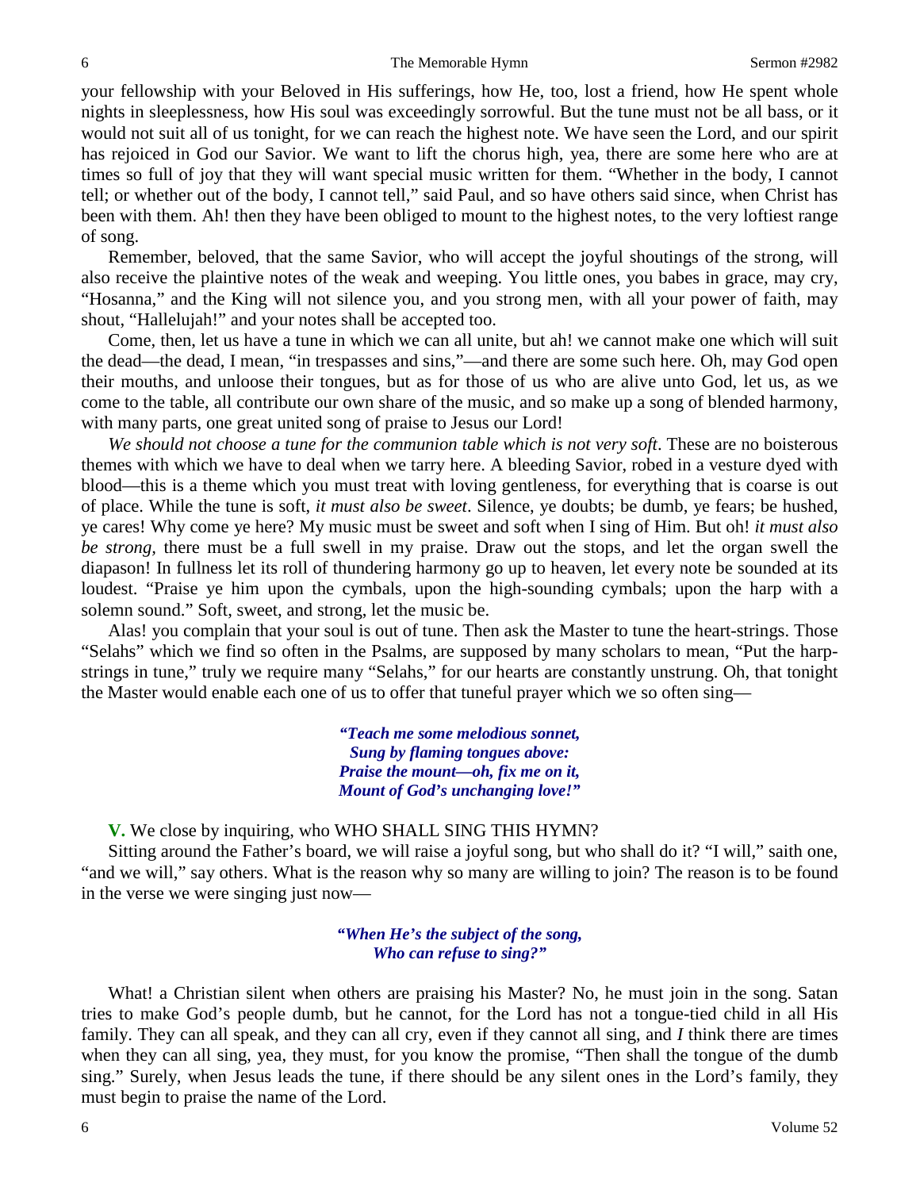your fellowship with your Beloved in His sufferings, how He, too, lost a friend, how He spent whole nights in sleeplessness, how His soul was exceedingly sorrowful. But the tune must not be all bass, or it would not suit all of us tonight, for we can reach the highest note. We have seen the Lord, and our spirit has rejoiced in God our Savior. We want to lift the chorus high, yea, there are some here who are at times so full of joy that they will want special music written for them. "Whether in the body, I cannot tell; or whether out of the body, I cannot tell," said Paul, and so have others said since, when Christ has been with them. Ah! then they have been obliged to mount to the highest notes, to the very loftiest range of song.

Remember, beloved, that the same Savior, who will accept the joyful shoutings of the strong, will also receive the plaintive notes of the weak and weeping. You little ones, you babes in grace, may cry, "Hosanna," and the King will not silence you, and you strong men, with all your power of faith, may shout, "Hallelujah!" and your notes shall be accepted too.

Come, then, let us have a tune in which we can all unite, but ah! we cannot make one which will suit the dead—the dead, I mean, "in trespasses and sins,"—and there are some such here. Oh, may God open their mouths, and unloose their tongues, but as for those of us who are alive unto God, let us, as we come to the table, all contribute our own share of the music, and so make up a song of blended harmony, with many parts, one great united song of praise to Jesus our Lord!

*We should not choose a tune for the communion table which is not very soft*. These are no boisterous themes with which we have to deal when we tarry here. A bleeding Savior, robed in a vesture dyed with blood—this is a theme which you must treat with loving gentleness, for everything that is coarse is out of place. While the tune is soft, *it must also be sweet*. Silence, ye doubts; be dumb, ye fears; be hushed, ye cares! Why come ye here? My music must be sweet and soft when I sing of Him. But oh! *it must also be strong*, there must be a full swell in my praise. Draw out the stops, and let the organ swell the diapason! In fullness let its roll of thundering harmony go up to heaven, let every note be sounded at its loudest. "Praise ye him upon the cymbals, upon the high-sounding cymbals; upon the harp with a solemn sound." Soft, sweet, and strong, let the music be.

Alas! you complain that your soul is out of tune. Then ask the Master to tune the heart-strings. Those "Selahs" which we find so often in the Psalms, are supposed by many scholars to mean, "Put the harp-strings in tune," truly we require many "Selahs," for our hearts are constantly unstrung. Oh, that tonight the Master would enable each one of us to offer that tuneful prayer which we so often sing—

> ***"Teach me some melodious sonnet,***
> ***Sung by flaming tongues above:***
> ***Praise the mount—oh, fix me on it,***
> ***Mount of God's unchanging love!"***

**V.** We close by inquiring, who WHO SHALL SING THIS HYMN?

Sitting around the Father's board, we will raise a joyful song, but who shall do it? "I will," saith one, "and we will," say others. What is the reason why so many are willing to join? The reason is to be found in the verse we were singing just now—

> ***"When He's the subject of the song,***
> ***Who can refuse to sing?"***

What! a Christian silent when others are praising his Master? No, he must join in the song. Satan tries to make God's people dumb, but he cannot, for the Lord has not a tongue-tied child in all His family. They can all speak, and they can all cry, even if they cannot all sing, and *I* think there are times when they can all sing, yea, they must, for you know the promise, "Then shall the tongue of the dumb sing." Surely, when Jesus leads the tune, if there should be any silent ones in the Lord's family, they must begin to praise the name of the Lord.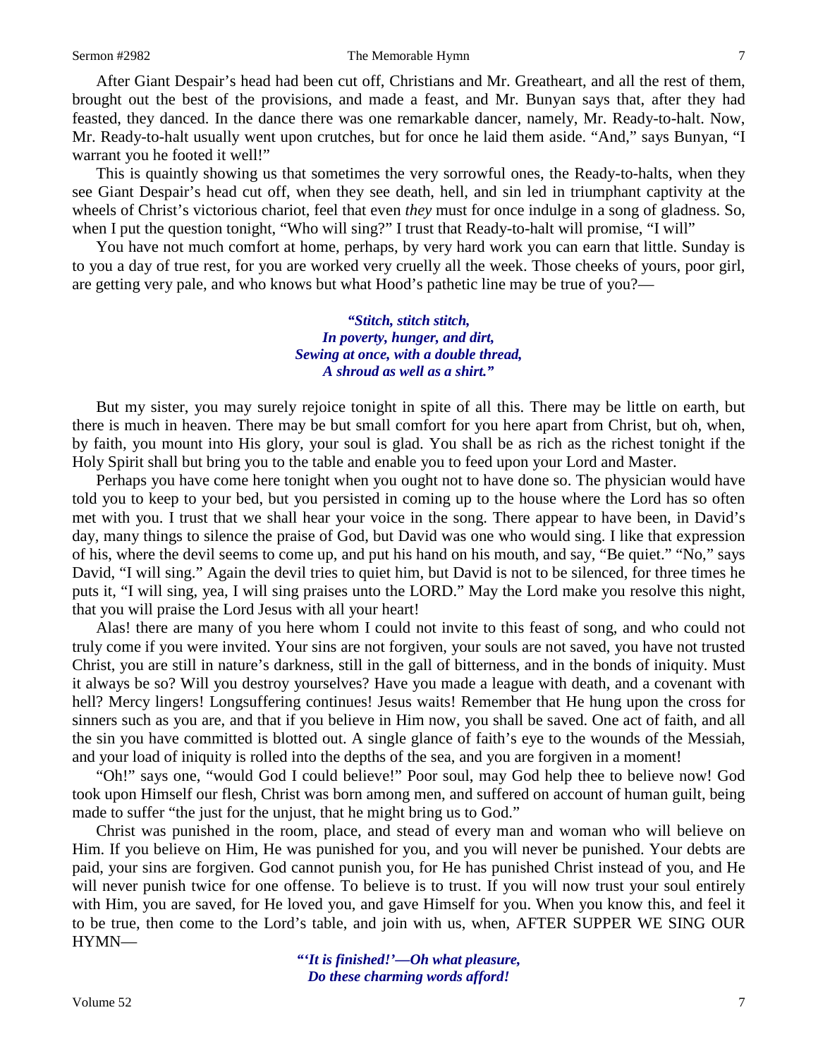After Giant Despair's head had been cut off, Christians and Mr. Greatheart, and all the rest of them, brought out the best of the provisions, and made a feast, and Mr. Bunyan says that, after they had feasted, they danced. In the dance there was one remarkable dancer, namely, Mr. Ready-to-halt. Now, Mr. Ready-to-halt usually went upon crutches, but for once he laid them aside. "And," says Bunyan, "I warrant you he footed it well!"

This is quaintly showing us that sometimes the very sorrowful ones, the Ready-to-halts, when they see Giant Despair's head cut off, when they see death, hell, and sin led in triumphant captivity at the wheels of Christ's victorious chariot, feel that even *they* must for once indulge in a song of gladness. So, when I put the question tonight, "Who will sing?" I trust that Ready-to-halt will promise, "I will"

You have not much comfort at home, perhaps, by very hard work you can earn that little. Sunday is to you a day of true rest, for you are worked very cruelly all the week. Those cheeks of yours, poor girl, are getting very pale, and who knows but what Hood's pathetic line may be true of you?—

> ***"Stitch, stitch stitch,***
> ***In poverty, hunger, and dirt,***
> ***Sewing at once, with a double thread,***
> ***A shroud as well as a shirt."***

But my sister, you may surely rejoice tonight in spite of all this. There may be little on earth, but there is much in heaven. There may be but small comfort for you here apart from Christ, but oh, when, by faith, you mount into His glory, your soul is glad. You shall be as rich as the richest tonight if the Holy Spirit shall but bring you to the table and enable you to feed upon your Lord and Master.

Perhaps you have come here tonight when you ought not to have done so. The physician would have told you to keep to your bed, but you persisted in coming up to the house where the Lord has so often met with you. I trust that we shall hear your voice in the song. There appear to have been, in David's day, many things to silence the praise of God, but David was one who would sing. I like that expression of his, where the devil seems to come up, and put his hand on his mouth, and say, "Be quiet." "No," says David, "I will sing." Again the devil tries to quiet him, but David is not to be silenced, for three times he puts it, "I will sing, yea, I will sing praises unto the LORD." May the Lord make you resolve this night, that you will praise the Lord Jesus with all your heart!

Alas! there are many of you here whom I could not invite to this feast of song, and who could not truly come if you were invited. Your sins are not forgiven, your souls are not saved, you have not trusted Christ, you are still in nature's darkness, still in the gall of bitterness, and in the bonds of iniquity. Must it always be so? Will you destroy yourselves? Have you made a league with death, and a covenant with hell? Mercy lingers! Longsuffering continues! Jesus waits! Remember that He hung upon the cross for sinners such as you are, and that if you believe in Him now, you shall be saved. One act of faith, and all the sin you have committed is blotted out. A single glance of faith's eye to the wounds of the Messiah, and your load of iniquity is rolled into the depths of the sea, and you are forgiven in a moment!

"Oh!" says one, "would God I could believe!" Poor soul, may God help thee to believe now! God took upon Himself our flesh, Christ was born among men, and suffered on account of human guilt, being made to suffer "the just for the unjust, that he might bring us to God."

Christ was punished in the room, place, and stead of every man and woman who will believe on Him. If you believe on Him, He was punished for you, and you will never be punished. Your debts are paid, your sins are forgiven. God cannot punish you, for He has punished Christ instead of you, and He will never punish twice for one offense. To believe is to trust. If you will now trust your soul entirely with Him, you are saved, for He loved you, and gave Himself for you. When you know this, and feel it to be true, then come to the Lord's table, and join with us, when, AFTER SUPPER WE SING OUR HYMN—

> ***"'It is finished!'—Oh what pleasure,***
> ***Do these charming words afford!***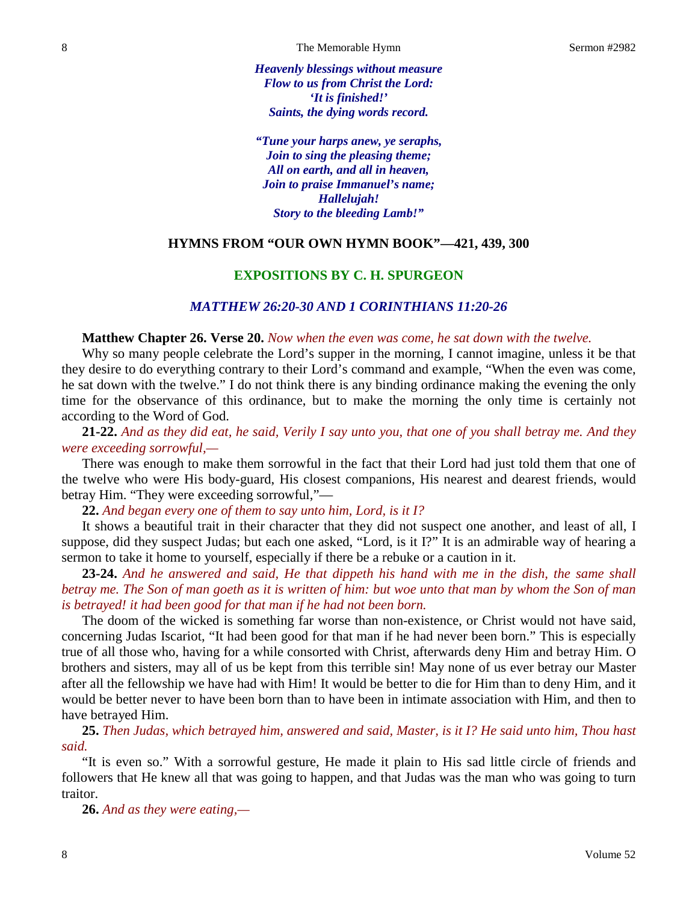***Heavenly blessings without measure***
***Flow to us from Christ the Lord:***
***'It is finished!'***
***Saints, the dying words record.***

***"Tune your harps anew, ye seraphs,***
***Join to sing the pleasing theme;***
***All on earth, and all in heaven,***
***Join to praise Immanuel's name;***
***Hallelujah!***
***Story to the bleeding Lamb!"***

**HYMNS FROM "OUR OWN HYMN BOOK"—421, 439, 300**

## EXPOSITIONS BY C. H. SPURGEON

### *MATTHEW 26:20-30 AND 1 CORINTHIANS 11:20-26*

**Matthew Chapter 26. Verse 20.** *Now when the even was come, he sat down with the twelve.*

Why so many people celebrate the Lord's supper in the morning, I cannot imagine, unless it be that they desire to do everything contrary to their Lord's command and example, "When the even was come, he sat down with the twelve." I do not think there is any binding ordinance making the evening the only time for the observance of this ordinance, but to make the morning the only time is certainly not according to the Word of God.

**21-22.** *And as they did eat, he said, Verily I say unto you, that one of you shall betray me. And they were exceeding sorrowful,—*

There was enough to make them sorrowful in the fact that their Lord had just told them that one of the twelve who were His body-guard, His closest companions, His nearest and dearest friends, would betray Him. "They were exceeding sorrowful,"—

**22.** *And began every one of them to say unto him, Lord, is it I?*

It shows a beautiful trait in their character that they did not suspect one another, and least of all, I suppose, did they suspect Judas; but each one asked, "Lord, is it I?" It is an admirable way of hearing a sermon to take it home to yourself, especially if there be a rebuke or a caution in it.

**23-24.** *And he answered and said, He that dippeth his hand with me in the dish, the same shall betray me. The Son of man goeth as it is written of him: but woe unto that man by whom the Son of man is betrayed! it had been good for that man if he had not been born.*

The doom of the wicked is something far worse than non-existence, or Christ would not have said, concerning Judas Iscariot, "It had been good for that man if he had never been born." This is especially true of all those who, having for a while consorted with Christ, afterwards deny Him and betray Him. O brothers and sisters, may all of us be kept from this terrible sin! May none of us ever betray our Master after all the fellowship we have had with Him! It would be better to die for Him than to deny Him, and it would be better never to have been born than to have been in intimate association with Him, and then to have betrayed Him.

**25.** *Then Judas, which betrayed him, answered and said, Master, is it I? He said unto him, Thou hast said.*

"It is even so." With a sorrowful gesture, He made it plain to His sad little circle of friends and followers that He knew all that was going to happen, and that Judas was the man who was going to turn traitor.

**26.** *And as they were eating,—*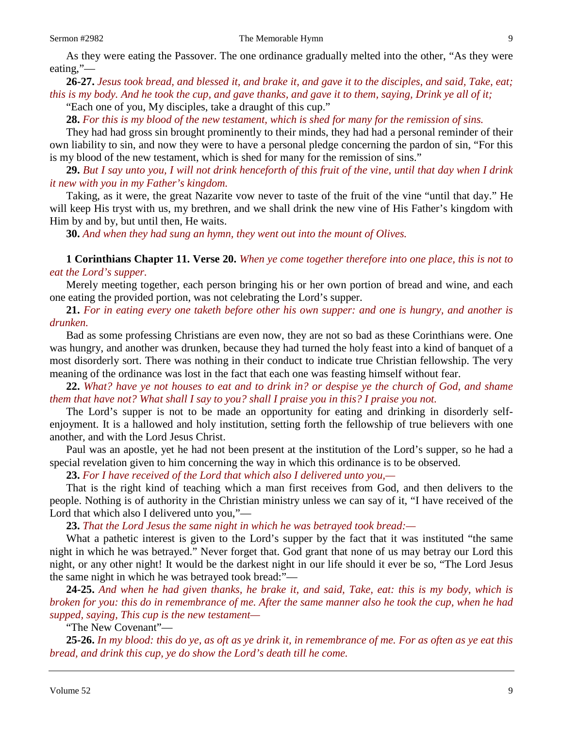As they were eating the Passover. The one ordinance gradually melted into the other, "As they were eating,"—

**26-27.** *Jesus took bread, and blessed it, and brake it, and gave it to the disciples, and said, Take, eat; this is my body. And he took the cup, and gave thanks, and gave it to them, saying, Drink ye all of it;*

"Each one of you, My disciples, take a draught of this cup."

**28.** *For this is my blood of the new testament, which is shed for many for the remission of sins.*

They had had gross sin brought prominently to their minds, they had had a personal reminder of their own liability to sin, and now they were to have a personal pledge concerning the pardon of sin, "For this is my blood of the new testament, which is shed for many for the remission of sins."

**29.** *But I say unto you, I will not drink henceforth of this fruit of the vine, until that day when I drink it new with you in my Father's kingdom.*

Taking, as it were, the great Nazarite vow never to taste of the fruit of the vine "until that day." He will keep His tryst with us, my brethren, and we shall drink the new vine of His Father's kingdom with Him by and by, but until then, He waits.

**30.** *And when they had sung an hymn, they went out into the mount of Olives.*

**1 Corinthians Chapter 11. Verse 20.** *When ye come together therefore into one place, this is not to eat the Lord's supper.*

Merely meeting together, each person bringing his or her own portion of bread and wine, and each one eating the provided portion, was not celebrating the Lord's supper.

**21.** *For in eating every one taketh before other his own supper: and one is hungry, and another is drunken.*

Bad as some professing Christians are even now, they are not so bad as these Corinthians were. One was hungry, and another was drunken, because they had turned the holy feast into a kind of banquet of a most disorderly sort. There was nothing in their conduct to indicate true Christian fellowship. The very meaning of the ordinance was lost in the fact that each one was feasting himself without fear.

**22.** *What? have ye not houses to eat and to drink in? or despise ye the church of God, and shame them that have not? What shall I say to you? shall I praise you in this? I praise you not.*

The Lord's supper is not to be made an opportunity for eating and drinking in disorderly self-enjoyment. It is a hallowed and holy institution, setting forth the fellowship of true believers with one another, and with the Lord Jesus Christ.

Paul was an apostle, yet he had not been present at the institution of the Lord's supper, so he had a special revelation given to him concerning the way in which this ordinance is to be observed.

**23.** *For I have received of the Lord that which also I delivered unto you,—*

That is the right kind of teaching which a man first receives from God, and then delivers to the people. Nothing is of authority in the Christian ministry unless we can say of it, "I have received of the Lord that which also I delivered unto you,"—

**23.** *That the Lord Jesus the same night in which he was betrayed took bread:—*

What a pathetic interest is given to the Lord's supper by the fact that it was instituted "the same night in which he was betrayed." Never forget that. God grant that none of us may betray our Lord this night, or any other night! It would be the darkest night in our life should it ever be so, "The Lord Jesus the same night in which he was betrayed took bread:"—

**24-25.** *And when he had given thanks, he brake it, and said, Take, eat: this is my body, which is broken for you: this do in remembrance of me. After the same manner also he took the cup, when he had supped, saying, This cup is the new testament—*

"The New Covenant"—

**25-26.** *In my blood: this do ye, as oft as ye drink it, in remembrance of me. For as often as ye eat this bread, and drink this cup, ye do show the Lord's death till he come.*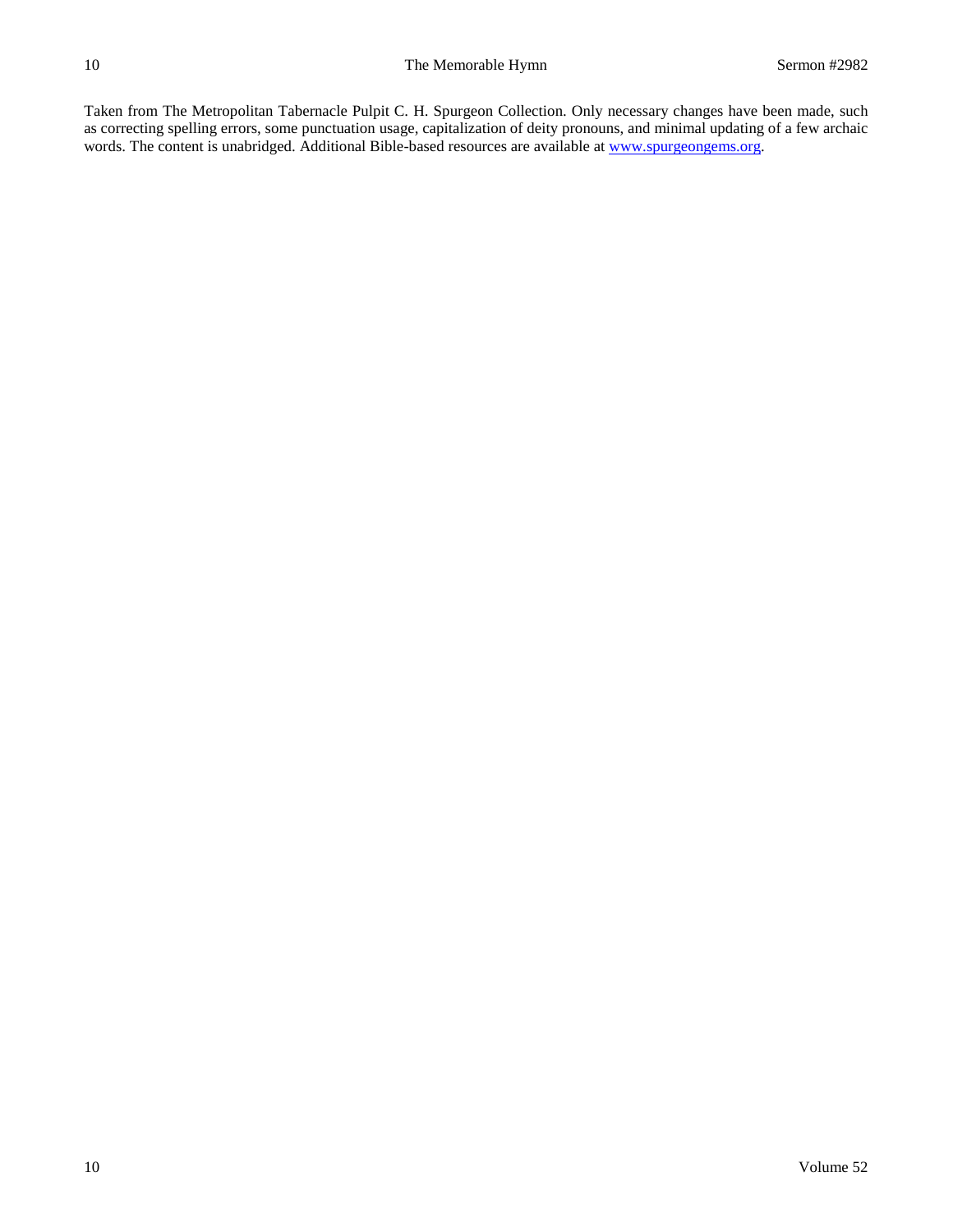Taken from The Metropolitan Tabernacle Pulpit C. H. Spurgeon Collection. Only necessary changes have been made, such as correcting spelling errors, some punctuation usage, capitalization of deity pronouns, and minimal updating of a few archaic words. The content is unabridged. Additional Bible-based resources are available at [www.spurgeongems.org](http://www.spurgeongems.org).